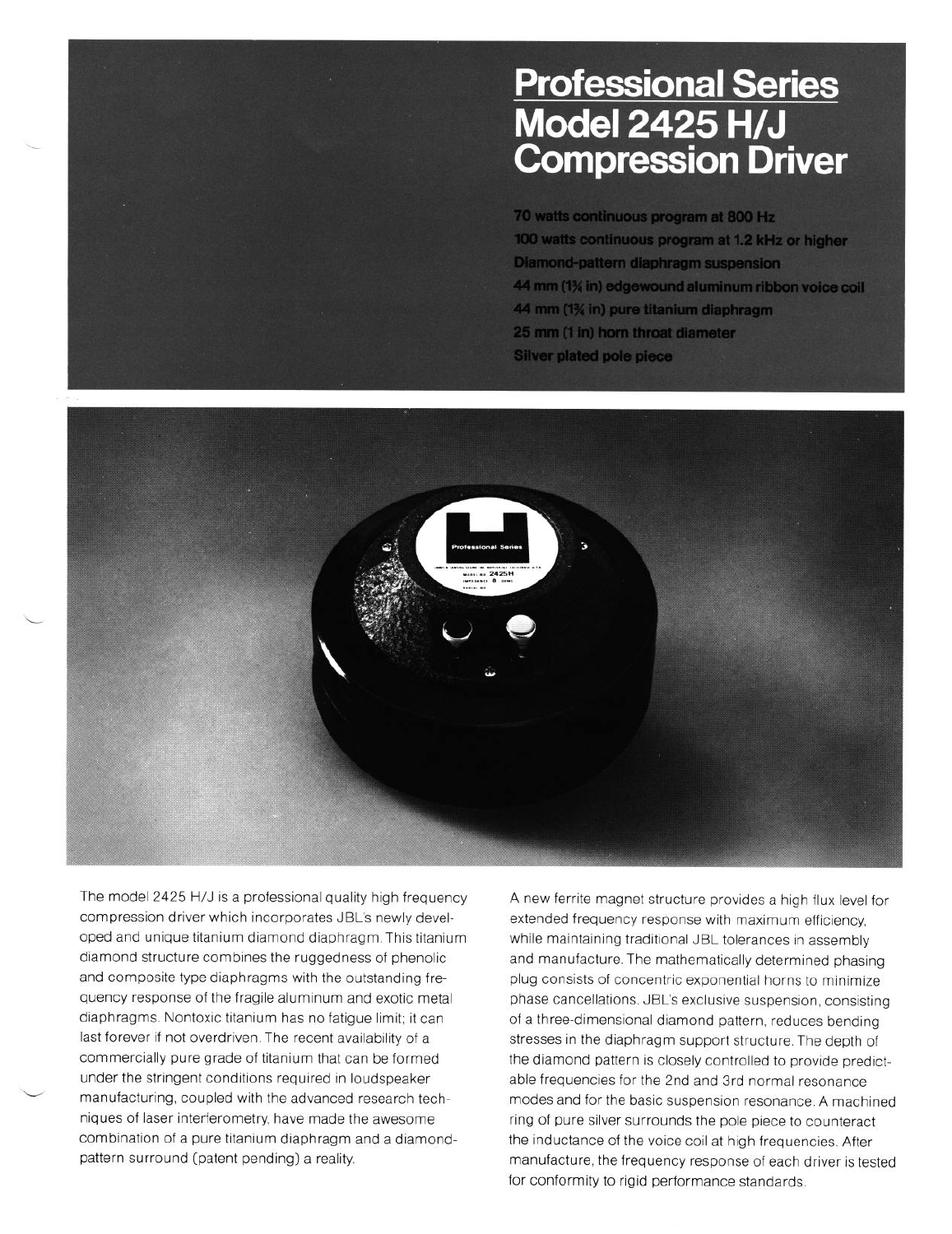# Professional Series
# Model 2425 H/J Compression Driver

**70 watts continuous program at 800 Hz**
**100 watts continuous program at 1.2 kHz or higher**
**Diamond-pattern diaphragm suspension**
**44 mm (1¾ in) edgewound aluminum ribbon voice coil**
**44 mm (1¾ in) pure titanium diaphragm**
**25 mm (1 in) horn throat diameter**
**Silver plated pole piece**

The model 2425 H/J is a professional quality high frequency compression driver which incorporates JBL's newly developed and unique titanium diamond diaphragm. This titanium diamond structure combines the ruggedness of phenolic and composite type diaphragms with the outstanding frequency response of the fragile aluminum and exotic metal diaphragms. Nontoxic titanium has no fatigue limit; it can last forever if not overdriven. The recent availability of a commercially pure grade of titanium that can be formed under the stringent conditions required in loudspeaker manufacturing, coupled with the advanced research techniques of laser interferometry, have made the awesome combination of a pure titanium diaphragm and a diamond-pattern surround (patent pending) a reality.

A new ferrite magnet structure provides a high flux level for extended frequency response with maximum efficiency, while maintaining traditional JBL tolerances in assembly and manufacture. The mathematically determined phasing plug consists of concentric exponential horns to minimize phase cancellations. JBL's exclusive suspension, consisting of a three-dimensional diamond pattern, reduces bending stresses in the diaphragm support structure. The depth of the diamond pattern is closely controlled to provide predictable frequencies for the 2nd and 3rd normal resonance modes and for the basic suspension resonance. A machined ring of pure silver surrounds the pole piece to counteract the inductance of the voice coil at high frequencies. After manufacture, the frequency response of each driver is tested for conformity to rigid performance standards.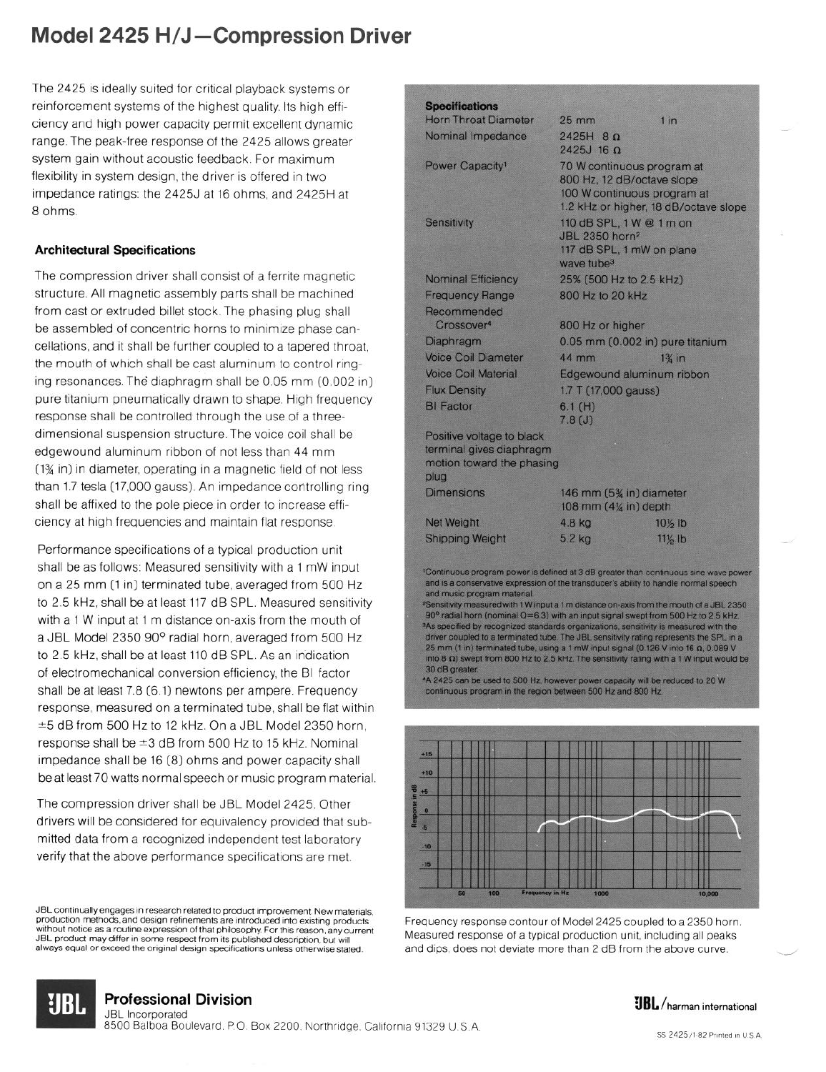# Model 2425 H/J—Compression Driver

The 2425 is ideally suited for critical playback systems or reinforcement systems of the highest quality. Its high efficiency and high power capacity permit excellent dynamic range. The peak-free response of the 2425 allows greater system gain without acoustic feedback. For maximum flexibility in system design, the driver is offered in two impedance ratings: the 2425J at 16 ohms, and 2425H at 8 ohms.

### Architectural Specifications

The compression driver shall consist of a ferrite magnetic structure. All magnetic assembly parts shall be machined from cast or extruded billet stock. The phasing plug shall be assembled of concentric horns to minimize phase cancellations, and it shall be further coupled to a tapered throat, the mouth of which shall be cast aluminum to control ringing resonances. The diaphragm shall be 0.05 mm (0.002 in) pure titanium pneumatically drawn to shape. High frequency response shall be controlled through the use of a three-dimensional suspension structure. The voice coil shall be edgewound aluminum ribbon of not less than 44 mm (1¾ in) in diameter, operating in a magnetic field of not less than 1.7 tesla (17,000 gauss). An impedance controlling ring shall be affixed to the pole piece in order to increase efficiency at high frequencies and maintain flat response.

Performance specifications of a typical production unit shall be as follows: Measured sensitivity with a 1 mW input on a 25 mm (1 in) terminated tube, averaged from 500 Hz to 2.5 kHz, shall be at least 117 dB SPL. Measured sensitivity with a 1 W input at 1 m distance on-axis from the mouth of a JBL Model 2350 90° radial horn, averaged from 500 Hz to 2.5 kHz, shall be at least 110 dB SPL. As an indication of electromechanical conversion efficiency, the Bl factor shall be at least 7.8 (6.1) newtons per ampere. Frequency response, measured on a terminated tube, shall be flat within ±5 dB from 500 Hz to 12 kHz. On a JBL Model 2350 horn, response shall be ±3 dB from 500 Hz to 15 kHz. Nominal impedance shall be 16 (8) ohms and power capacity shall be at least 70 watts normal speech or music program material.

The compression driver shall be JBL Model 2425. Other drivers will be considered for equivalency provided that submitted data from a recognized independent test laboratory verify that the above performance specifications are met.

JBL continually engages in research related to product improvement. New materials, production methods, and design refinements are introduced into existing products without notice as a routine expression of that philosophy. For this reason, any current JBL product may differ in some respect from its published description, but will always equal or exceed the original design specifications unless otherwise stated.

### Specifications

| | | |
|---|---|---|
| Horn Throat Diameter | 25 mm | 1 in |
| Nominal Impedance | 2425H 8 Ω<br>2425J 16 Ω | |
| Power Capacity[1] | 70 W continuous program at 800 Hz, 12 dB/octave slope<br>100 W continuous program at 1.2 kHz or higher, 18 dB/octave slope | |
| Sensitivity | 110 dB SPL, 1 W @ 1 m on JBL 2350 horn[2]<br>117 dB SPL, 1 mW on plane wave tube[3] | |
| Nominal Efficiency | 25% (500 Hz to 2.5 kHz) | |
| Frequency Range | 800 Hz to 20 kHz | |
| Recommended Crossover[4] | 800 Hz or higher | |
| Diaphragm | 0.05 mm (0.002 in) pure titanium | |
| Voice Coil Diameter | 44 mm | 1¾ in |
| Voice Coil Material | Edgewound aluminum ribbon | |
| Flux Density | 1.7 T (17,000 gauss) | |
| Bl Factor | 6.1 (H)<br>7.8 (J) | |
| Positive voltage to black terminal gives diaphragm motion toward the phasing plug | | |
| Dimensions | 146 mm (5¾ in) diameter<br>108 mm (4¼ in) depth | |
| Net Weight | 4.8 kg | 10½ lb |
| Shipping Weight | 5.2 kg | 11½ lb |

[1]Continuous program power is defined at 3 dB greater than continuous sine wave power and is a conservative expression of the transducer's ability to handle normal speech and music program material.

[2]Sensitivity measured with 1 W input at 1 m distance on-axis from the mouth of a JBL 2350 90° radial horn (nominal Q=6.3) with an input signal swept from 500 Hz to 2.5 kHz.

[3]As specified by recognized standards organizations, sensitivity is measured with the driver coupled to a terminated tube. The JBL sensitivity rating represents the SPL in a 25 mm (1 in) terminated tube, using a 1 mW input signal (0.126 V into 16 Ω, 0.089 V into 8 Ω) swept from 800 Hz to 2.5 kHz. The sensitivity rating with a 1 W input would be 30 dB greater.

[4]A 2425 can be used to 500 Hz, however power capacity will be reduced to 20 W continuous program in the region between 500 Hz and 800 Hz.

+15
+10
+5
0
-5
-10
-15
Response in dB
50
100
Frequency in Hz
1000
10,000

Frequency response contour of Model 2425 coupled to a 2350 horn. Measured response of a typical production unit, including all peaks and dips, does not deviate more than 2 dB from the above curve.

**JBL Professional Division**
JBL Incorporated
8500 Balboa Boulevard, P.O. Box 2200, Northridge, California 91329 U.S.A.

JBL / harman international

SS 2425/1-82 Printed in U.S.A.